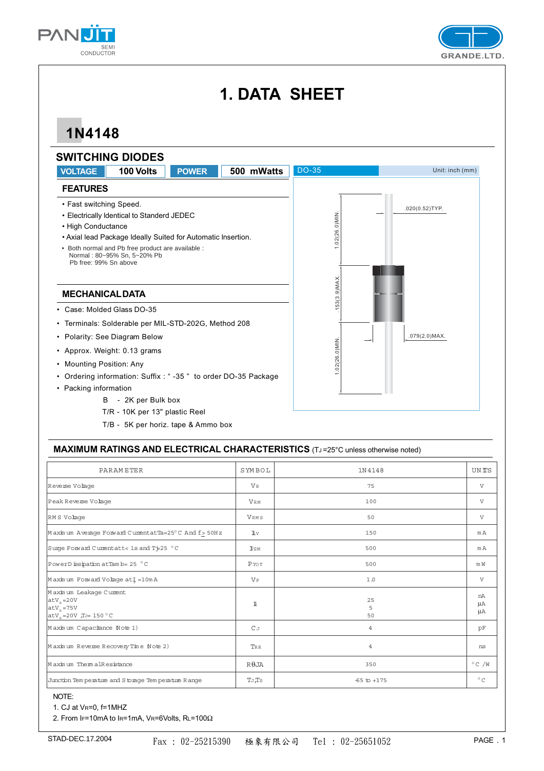PANJIT SEMI CONDUCTOR | GRANDE.LTD.

# 1. DATA SHEET

## 1N4148

## SWITCHING DIODES

**VOLTAGE** 100 Volts **POWER** 500 mWatts

### FEATURES

- Fast switching Speed.
- Electrically Identical to Standerd JEDEC
- High Conductance
- Axial lead Package Ideally Suited for Automatic Insertion.
- Both normal and Pb free product are available :
  Normal : 80~95% Sn, 5~20% Pb
  Pb free: 99% Sn above

DO-35 — Unit: inch (mm)

.020(0.52)TYP.
1.02(26.0)MIN.
.153(3.9)MAX.
.079(2.0)MAX.
1.02(26.0)MIN.

### MECHANICAL DATA

- Case: Molded Glass DO-35
- Terminals: Solderable per MIL-STD-202G, Method 208
- Polarity: See Diagram Below
- Approx. Weight: 0.13 grams
- Mounting Position: Any
- Ordering information: Suffix : " -35 " to order DO-35 Package
- Packing information

  B - 2K per Bulk box

  T/R - 10K per 13" plastic Reel

  T/B - 5K per horiz. tape & Ammo box

### MAXIMUM RATINGS AND ELECTRICAL CHARACTERISTICS ($T_J$ =25°C unless otherwise noted)

| PARAMETER | SYMBOL | 1N4148 | UNITS |
|---|---|---|---|
| Reverse Voltage | $V_R$ | 75 | V |
| Peak Reverse Voltage | $V_{RM}$ | 100 | V |
| RMS Voltage | $V_{RMS}$ | 50 | V |
| Maximum Average Forward Current at Ta=25°C And f≥ 50Hz | $I_{AV}$ | 150 | mA |
| Surge Forward Current at t< 1s and Tj=25 °C | $I_{FSM}$ | 500 | mA |
| Power Dissipation at Tamb= 25 °C | $P_{TOT}$ | 500 | mW |
| Maximum Forward Voltage at $I_F$ =10mA | $V_F$ | 1.0 | V |
| Maximum Leakage Current<br>at $V_R$=20V<br>at $V_R$=75V<br>at $V_R$=20V ,$T_J$= 150 °C | $I_R$ | 25<br>5<br>50 | nA<br>µA<br>µA |
| Maximum Capacitance (Note 1) | $C_J$ | 4 | pF |
| Maximum Reverse Recovery Time (Note 2) | $T_{RR}$ | 4 | ns |
| Maximum Thermal Resistance | RθJA | 350 | °C /W |
| Junction Temperature and Storage Temperature Range | $T_J$,$T_S$ | -65 to +175 | °C |

NOTE:

1. CJ at $V_R$=0, f=1MHZ
2. From $I_F$=10mA to $I_R$=1mA, $V_R$=6Volts, $R_L$=100Ω

STAD-DEC.17.2004 Fax : 02-25215390 極象有限公司 Tel : 02-25651052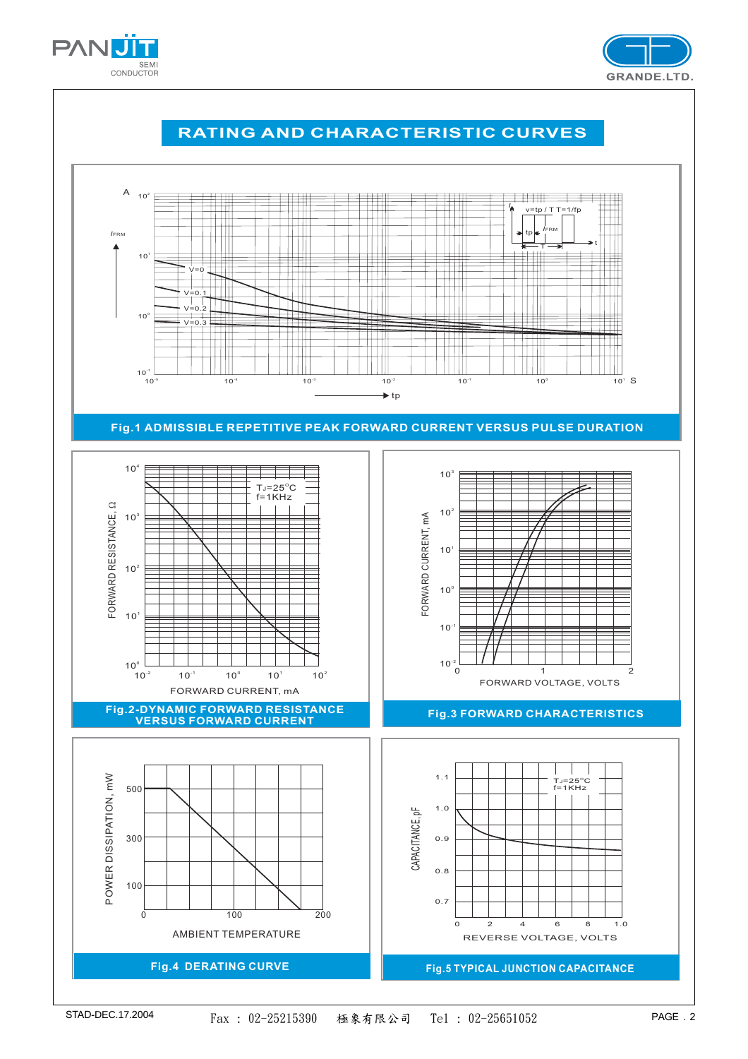## RATING AND CHARACTERISTIC CURVES

A

$I_{FRM}$

$10^2$
$10^1$
$10^0$
$10^{-1}$

$10^{-5}$ $10^{-4}$ $10^{-3}$ $10^{-2}$ $10^{-1}$ $10^0$ $10^1$ S

tp

V=0
V=0.1
V=0.2
V=0.3

v=tp / T T=1/fp
tp
$I_{FRM}$
T
t

**Fig.1 ADMISSIBLE REPETITIVE PEAK FORWARD CURRENT VERSUS PULSE DURATION**

FORWARD RESISTANCE, Ω

$10^4$
$10^3$
$10^2$
$10^1$
$10^0$

$10^{-2}$ $10^{-1}$ $10^0$ $10^1$ $10^2$

FORWARD CURRENT, mA

$T_J$=25°C
f=1KHz

**Fig.2-DYNAMIC FORWARD RESISTANCE VERSUS FORWARD CURRENT**

FORWARD CURRENT, mA

$10^3$
$10^2$
$10^1$
$10^0$
$10^{-1}$
$10^{-2}$

0 1 2

FORWARD VOLTAGE, VOLTS

**Fig.3 FORWARD CHARACTERISTICS**

POWER DISSIPATION, mW

500
300
100

0 100 200

AMBIENT TEMPERATURE

**Fig.4 DERATING CURVE**

CAPACITANCE, pF

1.1
1.0
0.9
0.8
0.7

0 2 4 6 8 1.0

REVERSE VOLTAGE, VOLTS

$T_J$=25°C
f=1KHz

**Fig.5 TYPICAL JUNCTION CAPACITANCE**

STAD-DEC.17.2004 Fax : 02-25215390 極象有限公司 Tel : 02-25651052